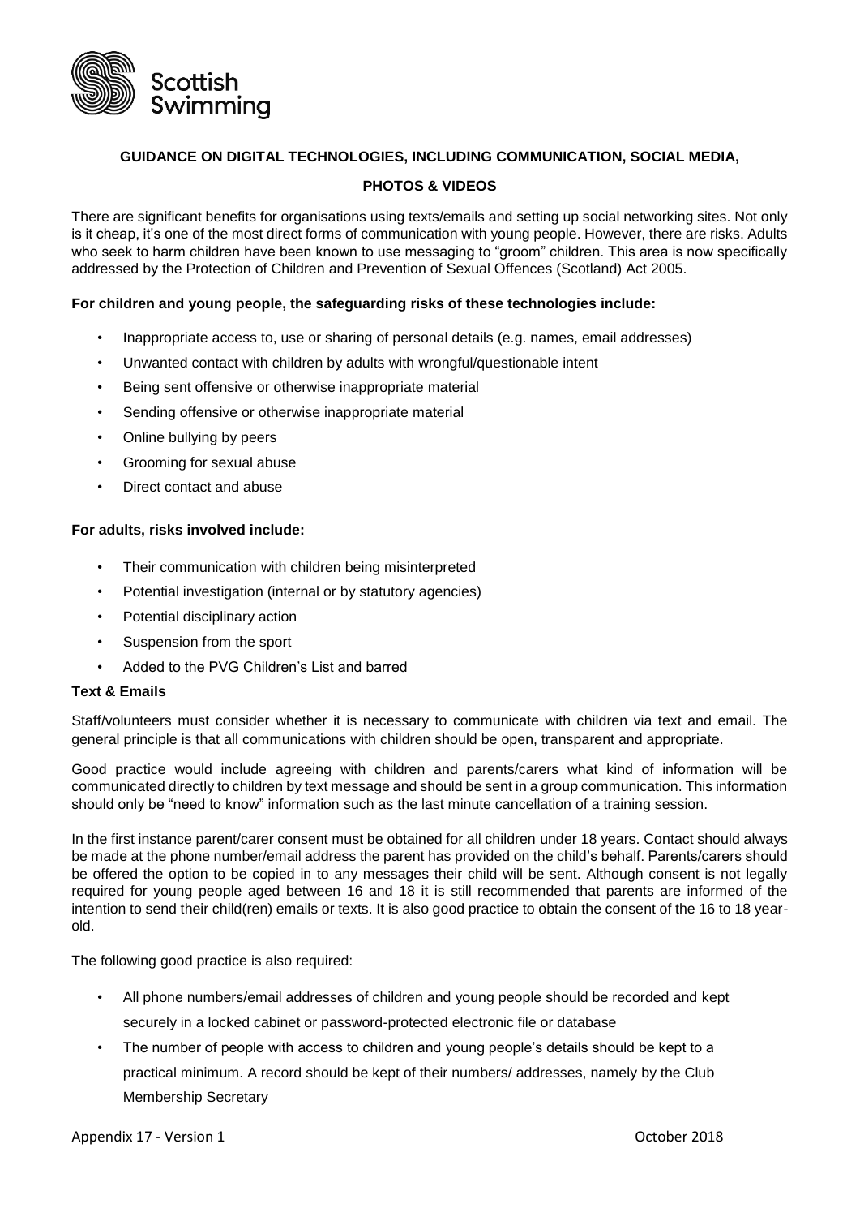# GUIDANCE ON DIGITAL TECHNOLOGIES, INCLUDING COMMUNICATION, SOCIAL MEDIA, PHOTOS & VIDEOS

There are significant benefits for organisations using texts/emails and setting up social networking sites. Not only is it cheap, it's one of the most direct forms of communication with young people. However, there are risks. Adults who seek to harm children have been known to use messaging to "groom" children. This area is now specifically addressed by the Protection of Children and Prevention of Sexual Offences (Scotland) Act 2005.

**For children and young people, the safeguarding risks of these technologies include:**

- Inappropriate access to, use or sharing of personal details (e.g. names, email addresses)
- Unwanted contact with children by adults with wrongful/questionable intent
- Being sent offensive or otherwise inappropriate material
- Sending offensive or otherwise inappropriate material
- Online bullying by peers
- Grooming for sexual abuse
- Direct contact and abuse

**For adults, risks involved include:**

- Their communication with children being misinterpreted
- Potential investigation (internal or by statutory agencies)
- Potential disciplinary action
- Suspension from the sport
- Added to the PVG Children's List and barred

**Text & Emails**

Staff/volunteers must consider whether it is necessary to communicate with children via text and email. The general principle is that all communications with children should be open, transparent and appropriate.

Good practice would include agreeing with children and parents/carers what kind of information will be communicated directly to children by text message and should be sent in a group communication. This information should only be "need to know" information such as the last minute cancellation of a training session.

In the first instance parent/carer consent must be obtained for all children under 18 years. Contact should always be made at the phone number/email address the parent has provided on the child's behalf. Parents/carers should be offered the option to be copied in to any messages their child will be sent. Although consent is not legally required for young people aged between 16 and 18 it is still recommended that parents are informed of the intention to send their child(ren) emails or texts. It is also good practice to obtain the consent of the 16 to 18 year-old.

The following good practice is also required:

- All phone numbers/email addresses of children and young people should be recorded and kept securely in a locked cabinet or password-protected electronic file or database
- The number of people with access to children and young people's details should be kept to a practical minimum. A record should be kept of their numbers/ addresses, namely by the Club Membership Secretary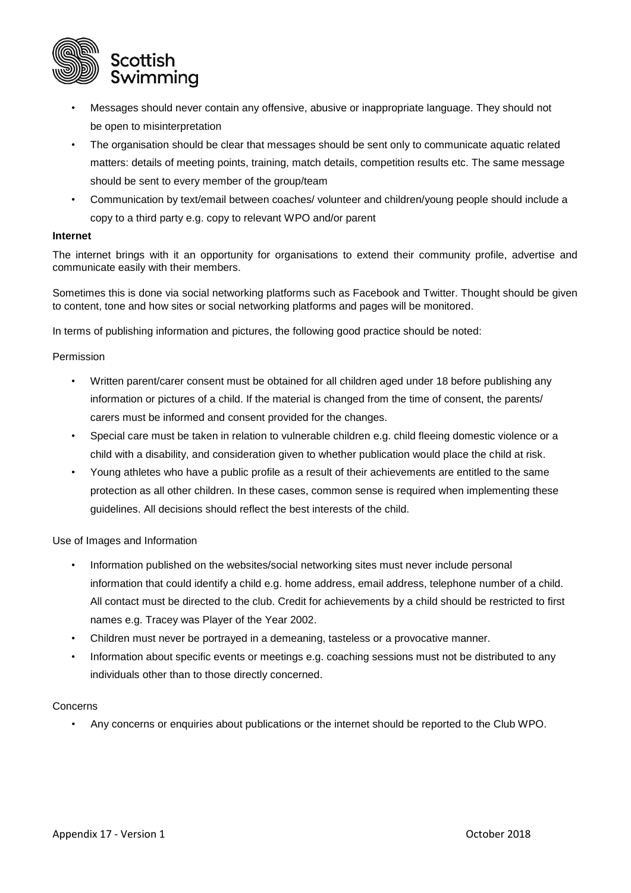- Messages should never contain any offensive, abusive or inappropriate language. They should not be open to misinterpretation
- The organisation should be clear that messages should be sent only to communicate aquatic related matters: details of meeting points, training, match details, competition results etc. The same message should be sent to every member of the group/team
- Communication by text/email between coaches/ volunteer and children/young people should include a copy to a third party e.g. copy to relevant WPO and/or parent

**Internet**

The internet brings with it an opportunity for organisations to extend their community profile, advertise and communicate easily with their members.

Sometimes this is done via social networking platforms such as Facebook and Twitter. Thought should be given to content, tone and how sites or social networking platforms and pages will be monitored.

In terms of publishing information and pictures, the following good practice should be noted:

Permission

- Written parent/carer consent must be obtained for all children aged under 18 before publishing any information or pictures of a child. If the material is changed from the time of consent, the parents/ carers must be informed and consent provided for the changes.
- Special care must be taken in relation to vulnerable children e.g. child fleeing domestic violence or a child with a disability, and consideration given to whether publication would place the child at risk.
- Young athletes who have a public profile as a result of their achievements are entitled to the same protection as all other children. In these cases, common sense is required when implementing these guidelines. All decisions should reflect the best interests of the child.

Use of Images and Information

- Information published on the websites/social networking sites must never include personal information that could identify a child e.g. home address, email address, telephone number of a child. All contact must be directed to the club. Credit for achievements by a child should be restricted to first names e.g. Tracey was Player of the Year 2002.
- Children must never be portrayed in a demeaning, tasteless or a provocative manner.
- Information about specific events or meetings e.g. coaching sessions must not be distributed to any individuals other than to those directly concerned.

Concerns

- Any concerns or enquiries about publications or the internet should be reported to the Club WPO.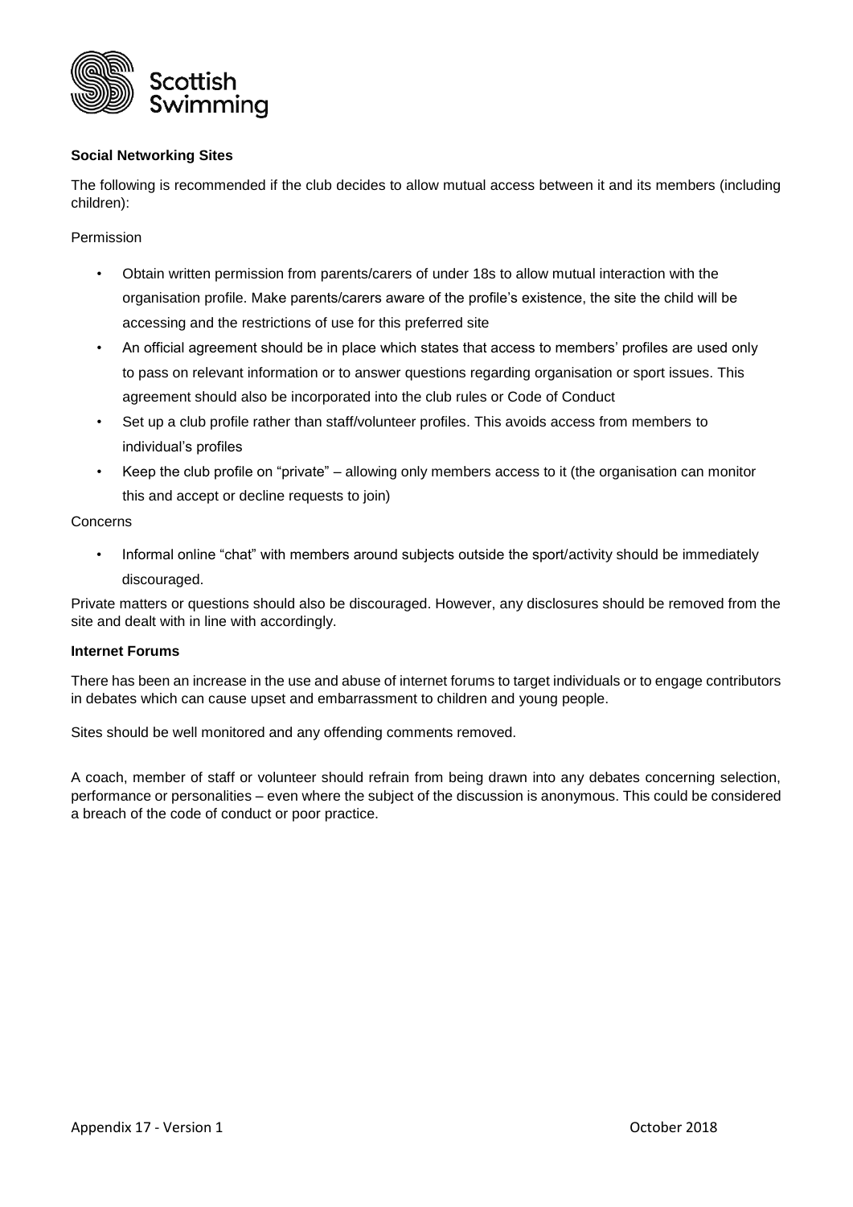**Social Networking Sites**

The following is recommended if the club decides to allow mutual access between it and its members (including children):

Permission

- Obtain written permission from parents/carers of under 18s to allow mutual interaction with the organisation profile. Make parents/carers aware of the profile's existence, the site the child will be accessing and the restrictions of use for this preferred site
- An official agreement should be in place which states that access to members' profiles are used only to pass on relevant information or to answer questions regarding organisation or sport issues. This agreement should also be incorporated into the club rules or Code of Conduct
- Set up a club profile rather than staff/volunteer profiles. This avoids access from members to individual's profiles
- Keep the club profile on "private" – allowing only members access to it (the organisation can monitor this and accept or decline requests to join)

Concerns

- Informal online "chat" with members around subjects outside the sport/activity should be immediately discouraged.

Private matters or questions should also be discouraged. However, any disclosures should be removed from the site and dealt with in line with accordingly.

**Internet Forums**

There has been an increase in the use and abuse of internet forums to target individuals or to engage contributors in debates which can cause upset and embarrassment to children and young people.

Sites should be well monitored and any offending comments removed.

A coach, member of staff or volunteer should refrain from being drawn into any debates concerning selection, performance or personalities – even where the subject of the discussion is anonymous. This could be considered a breach of the code of conduct or poor practice.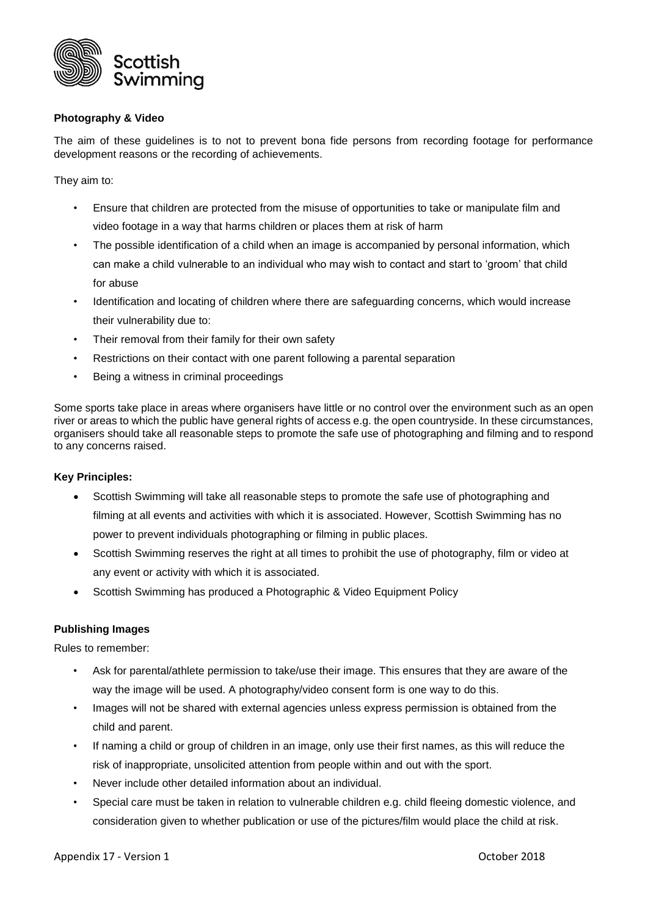### Photography & Video

The aim of these guidelines is to not to prevent bona fide persons from recording footage for performance development reasons or the recording of achievements.

They aim to:

- Ensure that children are protected from the misuse of opportunities to take or manipulate film and video footage in a way that harms children or places them at risk of harm
- The possible identification of a child when an image is accompanied by personal information, which can make a child vulnerable to an individual who may wish to contact and start to 'groom' that child for abuse
- Identification and locating of children where there are safeguarding concerns, which would increase their vulnerability due to:
- Their removal from their family for their own safety
- Restrictions on their contact with one parent following a parental separation
- Being a witness in criminal proceedings

Some sports take place in areas where organisers have little or no control over the environment such as an open river or areas to which the public have general rights of access e.g. the open countryside. In these circumstances, organisers should take all reasonable steps to promote the safe use of photographing and filming and to respond to any concerns raised.

### Key Principles:

- Scottish Swimming will take all reasonable steps to promote the safe use of photographing and filming at all events and activities with which it is associated. However, Scottish Swimming has no power to prevent individuals photographing or filming in public places.
- Scottish Swimming reserves the right at all times to prohibit the use of photography, film or video at any event or activity with which it is associated.
- Scottish Swimming has produced a Photographic & Video Equipment Policy

### Publishing Images

Rules to remember:

- Ask for parental/athlete permission to take/use their image. This ensures that they are aware of the way the image will be used. A photography/video consent form is one way to do this.
- Images will not be shared with external agencies unless express permission is obtained from the child and parent.
- If naming a child or group of children in an image, only use their first names, as this will reduce the risk of inappropriate, unsolicited attention from people within and out with the sport.
- Never include other detailed information about an individual.
- Special care must be taken in relation to vulnerable children e.g. child fleeing domestic violence, and consideration given to whether publication or use of the pictures/film would place the child at risk.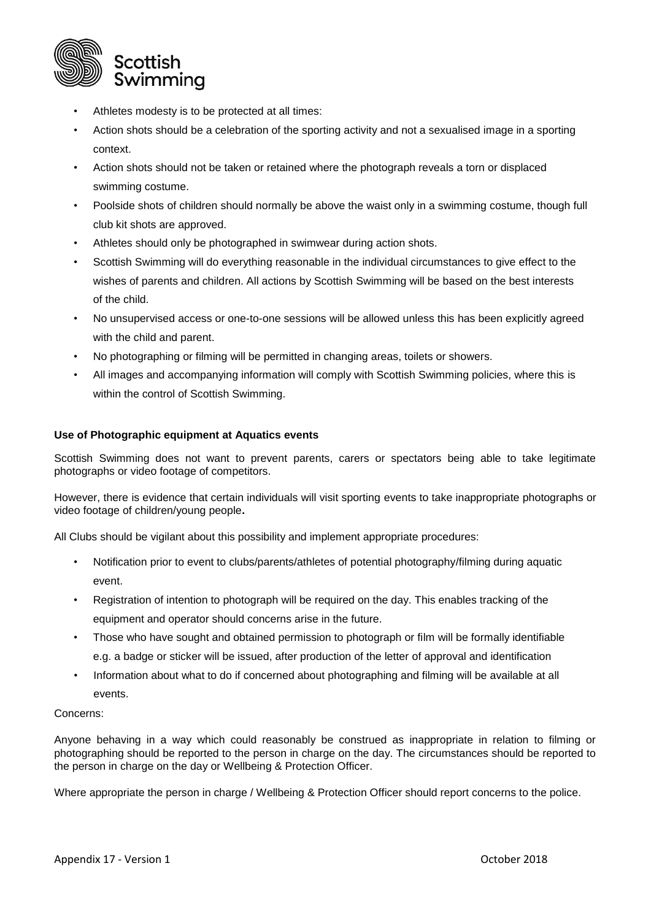- Athletes modesty is to be protected at all times:
- Action shots should be a celebration of the sporting activity and not a sexualised image in a sporting context.
- Action shots should not be taken or retained where the photograph reveals a torn or displaced swimming costume.
- Poolside shots of children should normally be above the waist only in a swimming costume, though full club kit shots are approved.
- Athletes should only be photographed in swimwear during action shots.
- Scottish Swimming will do everything reasonable in the individual circumstances to give effect to the wishes of parents and children. All actions by Scottish Swimming will be based on the best interests of the child.
- No unsupervised access or one-to-one sessions will be allowed unless this has been explicitly agreed with the child and parent.
- No photographing or filming will be permitted in changing areas, toilets or showers.
- All images and accompanying information will comply with Scottish Swimming policies, where this is within the control of Scottish Swimming.

**Use of Photographic equipment at Aquatics events**

Scottish Swimming does not want to prevent parents, carers or spectators being able to take legitimate photographs or video footage of competitors.

However, there is evidence that certain individuals will visit sporting events to take inappropriate photographs or video footage of children/young people**.**

All Clubs should be vigilant about this possibility and implement appropriate procedures:

- Notification prior to event to clubs/parents/athletes of potential photography/filming during aquatic event.
- Registration of intention to photograph will be required on the day. This enables tracking of the equipment and operator should concerns arise in the future.
- Those who have sought and obtained permission to photograph or film will be formally identifiable e.g. a badge or sticker will be issued, after production of the letter of approval and identification
- Information about what to do if concerned about photographing and filming will be available at all events.

Concerns:

Anyone behaving in a way which could reasonably be construed as inappropriate in relation to filming or photographing should be reported to the person in charge on the day. The circumstances should be reported to the person in charge on the day or Wellbeing & Protection Officer.

Where appropriate the person in charge / Wellbeing & Protection Officer should report concerns to the police.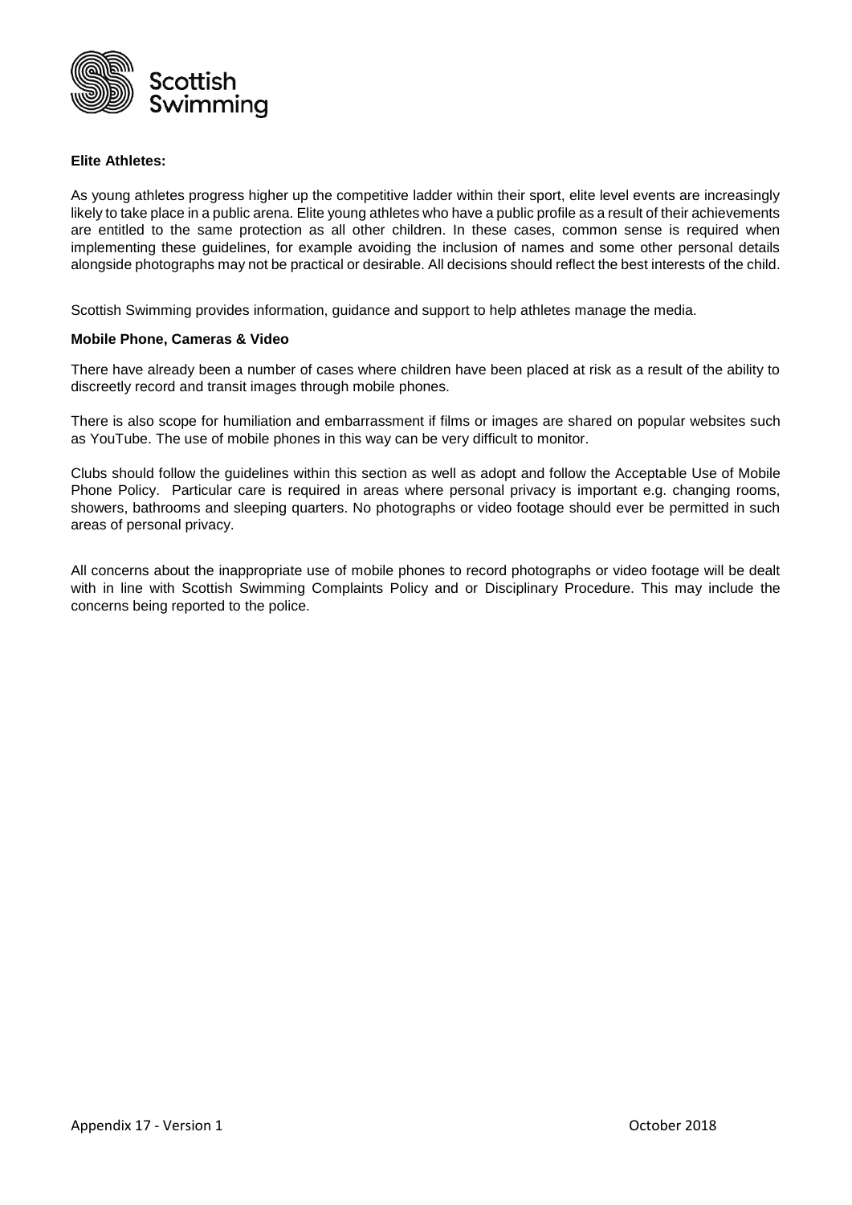**Elite Athletes:**

As young athletes progress higher up the competitive ladder within their sport, elite level events are increasingly likely to take place in a public arena. Elite young athletes who have a public profile as a result of their achievements are entitled to the same protection as all other children. In these cases, common sense is required when implementing these guidelines, for example avoiding the inclusion of names and some other personal details alongside photographs may not be practical or desirable. All decisions should reflect the best interests of the child.

Scottish Swimming provides information, guidance and support to help athletes manage the media.

**Mobile Phone, Cameras & Video**

There have already been a number of cases where children have been placed at risk as a result of the ability to discreetly record and transit images through mobile phones.

There is also scope for humiliation and embarrassment if films or images are shared on popular websites such as YouTube. The use of mobile phones in this way can be very difficult to monitor.

Clubs should follow the guidelines within this section as well as adopt and follow the Acceptable Use of Mobile Phone Policy. Particular care is required in areas where personal privacy is important e.g. changing rooms, showers, bathrooms and sleeping quarters. No photographs or video footage should ever be permitted in such areas of personal privacy.

All concerns about the inappropriate use of mobile phones to record photographs or video footage will be dealt with in line with Scottish Swimming Complaints Policy and or Disciplinary Procedure. This may include the concerns being reported to the police.